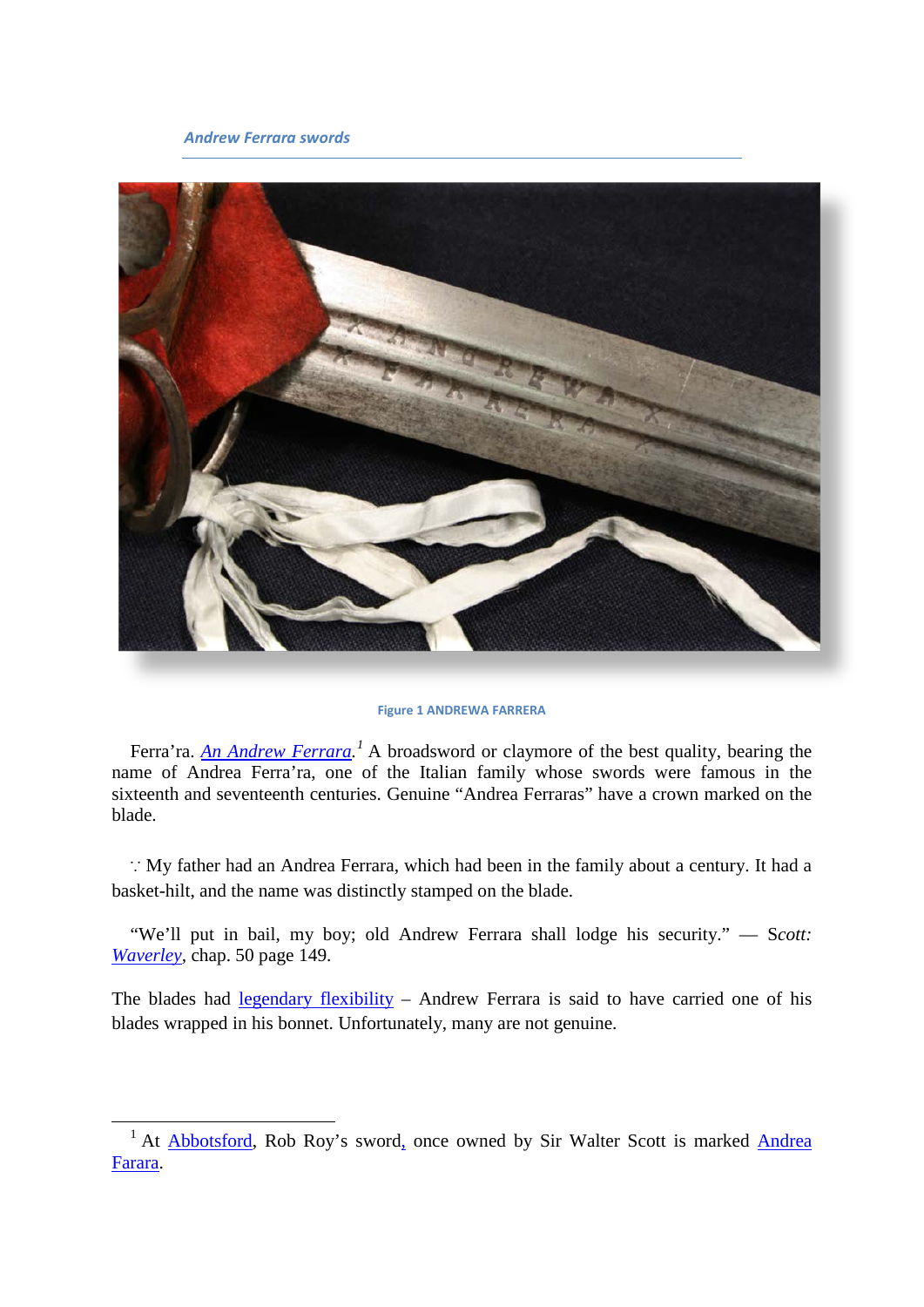*Andrew Ferrara swords*

Figure 1 ANDREWA FARRERA

Ferra'ra. *An Andrew Ferrara*.[1] A broadsword or claymore of the best quality, bearing the name of Andrea Ferra'ra, one of the Italian family whose swords were famous in the sixteenth and seventeenth centuries. Genuine "Andrea Ferraras" have a crown marked on the blade.

∵ My father had an Andrea Ferrara, which had been in the family about a century. It had a basket-hilt, and the name was distinctly stamped on the blade.

"We'll put in bail, my boy; old Andrew Ferrara shall lodge his security." — Scott: *Waverley*, chap. 50 page 149.

The blades had legendary flexibility – Andrew Ferrara is said to have carried one of his blades wrapped in his bonnet. Unfortunately, many are not genuine.

---

[1] At Abbotsford, Rob Roy's sword, once owned by Sir Walter Scott is marked Andrea Farara.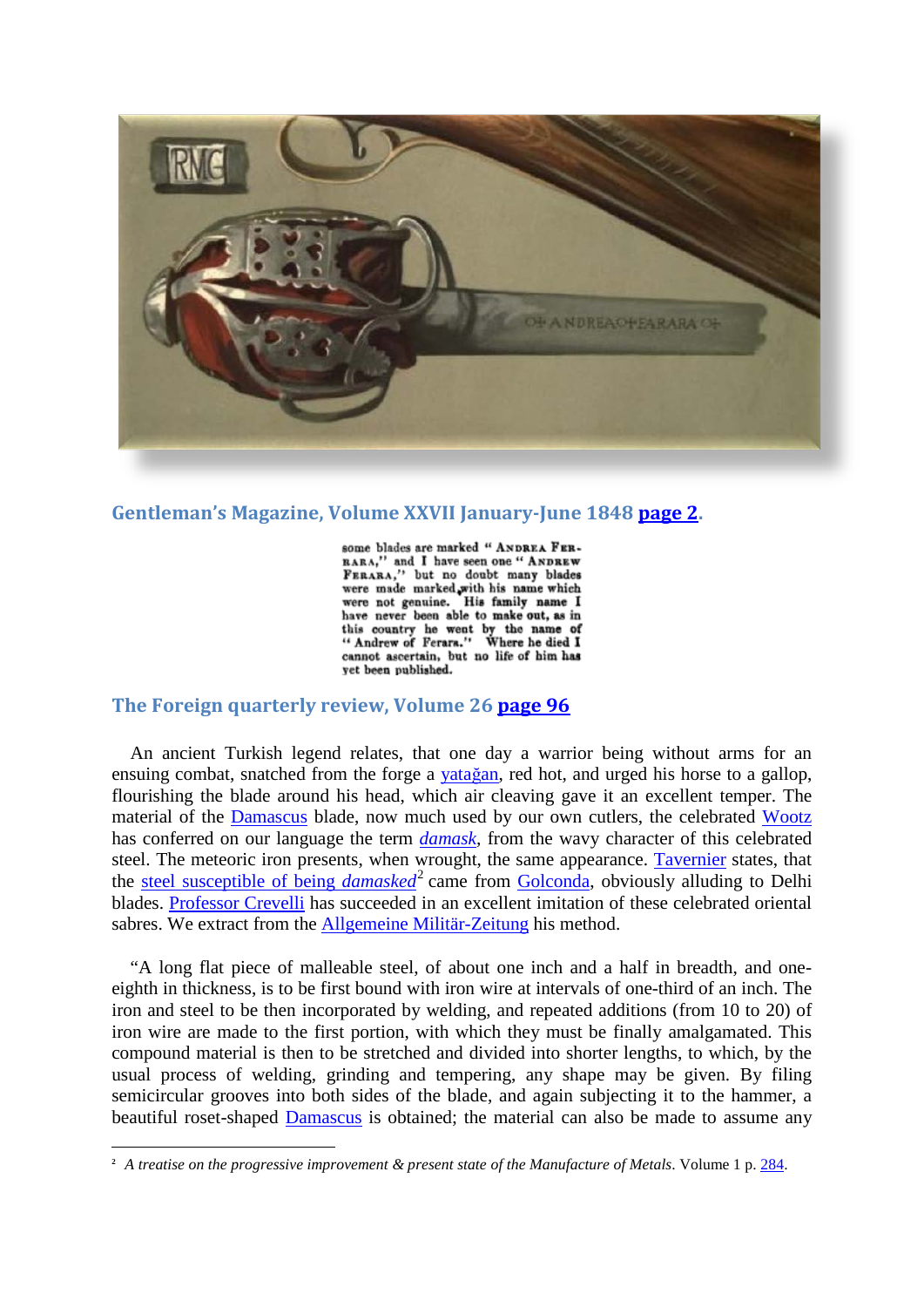**Gentleman's Magazine, Volume XXVII January-June 1848 page 2.**

some blades are marked "ANDREA FERRARA," and I have seen one "ANDREW FERARA," but no doubt many blades were made marked with his name which were not genuine. His family name I have never been able to make out, as in this country he went by the name of "Andrew of Ferara." Where he died I cannot ascertain, but no life of him has yet been published.

**The Foreign quarterly review, Volume 26 page 96**

An ancient Turkish legend relates, that one day a warrior being without arms for an ensuing combat, snatched from the forge a yatağan, red hot, and urged his horse to a gallop, flourishing the blade around his head, which air cleaving gave it an excellent temper. The material of the Damascus blade, now much used by our own cutlers, the celebrated Wootz has conferred on our language the term *damask*, from the wavy character of this celebrated steel. The meteoric iron presents, when wrought, the same appearance. Tavernier states, that the steel susceptible of being *damasked*[2] came from Golconda, obviously alluding to Delhi blades. Professor Crevelli has succeeded in an excellent imitation of these celebrated oriental sabres. We extract from the Allgemeine Militär-Zeitung his method.

"A long flat piece of malleable steel, of about one inch and a half in breadth, and one-eighth in thickness, is to be first bound with iron wire at intervals of one-third of an inch. The iron and steel to be then incorporated by welding, and repeated additions (from 10 to 20) of iron wire are made to the first portion, with which they must be finally amalgamated. This compound material is then to be stretched and divided into shorter lengths, to which, by the usual process of welding, grinding and tempering, any shape may be given. By filing semicircular grooves into both sides of the blade, and again subjecting it to the hammer, a beautiful roset-shaped Damascus is obtained; the material can also be made to assume any

---

[2] *A treatise on the progressive improvement & present state of the Manufacture of Metals*. Volume 1 p. 284.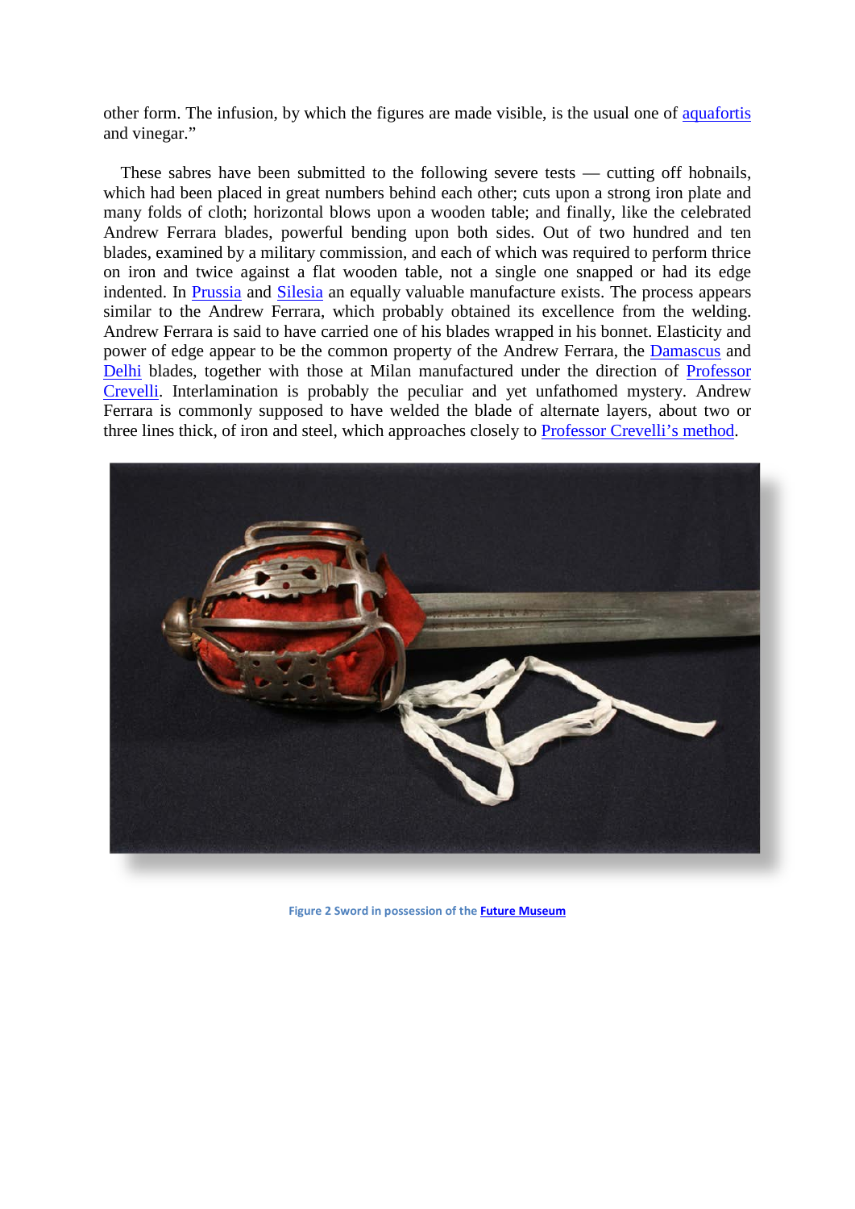other form. The infusion, by which the figures are made visible, is the usual one of aquafortis and vinegar."

These sabres have been submitted to the following severe tests — cutting off hobnails, which had been placed in great numbers behind each other; cuts upon a strong iron plate and many folds of cloth; horizontal blows upon a wooden table; and finally, like the celebrated Andrew Ferrara blades, powerful bending upon both sides. Out of two hundred and ten blades, examined by a military commission, and each of which was required to perform thrice on iron and twice against a flat wooden table, not a single one snapped or had its edge indented. In Prussia and Silesia an equally valuable manufacture exists. The process appears similar to the Andrew Ferrara, which probably obtained its excellence from the welding. Andrew Ferrara is said to have carried one of his blades wrapped in his bonnet. Elasticity and power of edge appear to be the common property of the Andrew Ferrara, the Damascus and Delhi blades, together with those at Milan manufactured under the direction of Professor Crevelli. Interlamination is probably the peculiar and yet unfathomed mystery. Andrew Ferrara is commonly supposed to have welded the blade of alternate layers, about two or three lines thick, of iron and steel, which approaches closely to Professor Crevelli's method.

Figure 2 Sword in possession of the **Future Museum**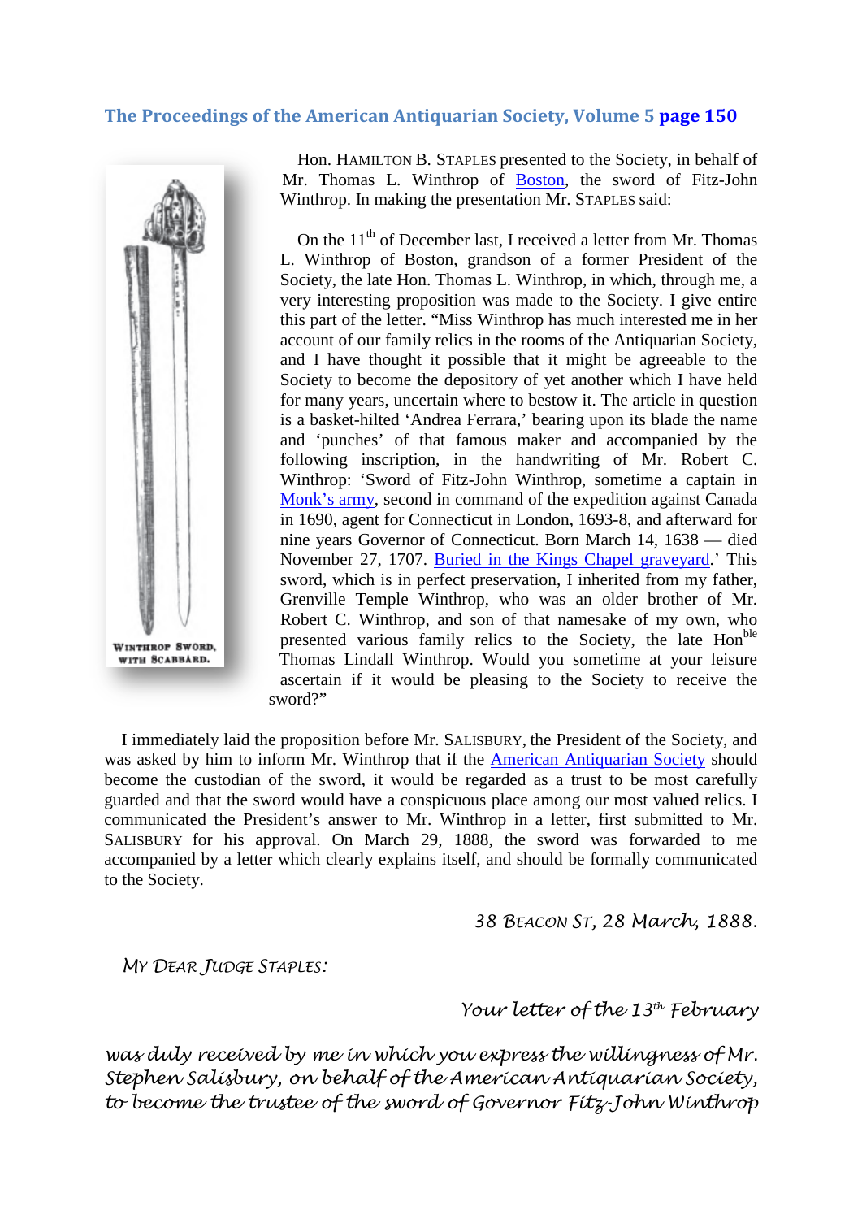## The Proceedings of the American Antiquarian Society, Volume 5 page 150

WINTHROP SWORD, WITH SCABBARD.

Hon. HAMILTON B. STAPLES presented to the Society, in behalf of Mr. Thomas L. Winthrop of Boston, the sword of Fitz-John Winthrop. In making the presentation Mr. STAPLES said:

On the 11th of December last, I received a letter from Mr. Thomas L. Winthrop of Boston, grandson of a former President of the Society, the late Hon. Thomas L. Winthrop, in which, through me, a very interesting proposition was made to the Society. I give entire this part of the letter. "Miss Winthrop has much interested me in her account of our family relics in the rooms of the Antiquarian Society, and I have thought it possible that it might be agreeable to the Society to become the depository of yet another which I have held for many years, uncertain where to bestow it. The article in question is a basket-hilted 'Andrea Ferrara,' bearing upon its blade the name and 'punches' of that famous maker and accompanied by the following inscription, in the handwriting of Mr. Robert C. Winthrop: 'Sword of Fitz-John Winthrop, sometime a captain in Monk's army, second in command of the expedition against Canada in 1690, agent for Connecticut in London, 1693-8, and afterward for nine years Governor of Connecticut. Born March 14, 1638 — died November 27, 1707. Buried in the Kings Chapel graveyard.' This sword, which is in perfect preservation, I inherited from my father, Grenville Temple Winthrop, who was an older brother of Mr. Robert C. Winthrop, and son of that namesake of my own, who presented various family relics to the Society, the late Honble Thomas Lindall Winthrop. Would you sometime at your leisure ascertain if it would be pleasing to the Society to receive the sword?"

I immediately laid the proposition before Mr. SALISBURY, the President of the Society, and was asked by him to inform Mr. Winthrop that if the American Antiquarian Society should become the custodian of the sword, it would be regarded as a trust to be most carefully guarded and that the sword would have a conspicuous place among our most valued relics. I communicated the President's answer to Mr. Winthrop in a letter, first submitted to Mr. SALISBURY for his approval. On March 29, 1888, the sword was forwarded to me accompanied by a letter which clearly explains itself, and should be formally communicated to the Society.

*38 BEACON ST, 28 March, 1888.*

*MY DEAR JUDGE STAPLES:*

*Your letter of the 13th February was duly received by me in which you express the willingness of Mr. Stephen Salisbury, on behalf of the American Antiquarian Society, to become the trustee of the sword of Governor Fitz-John Winthrop*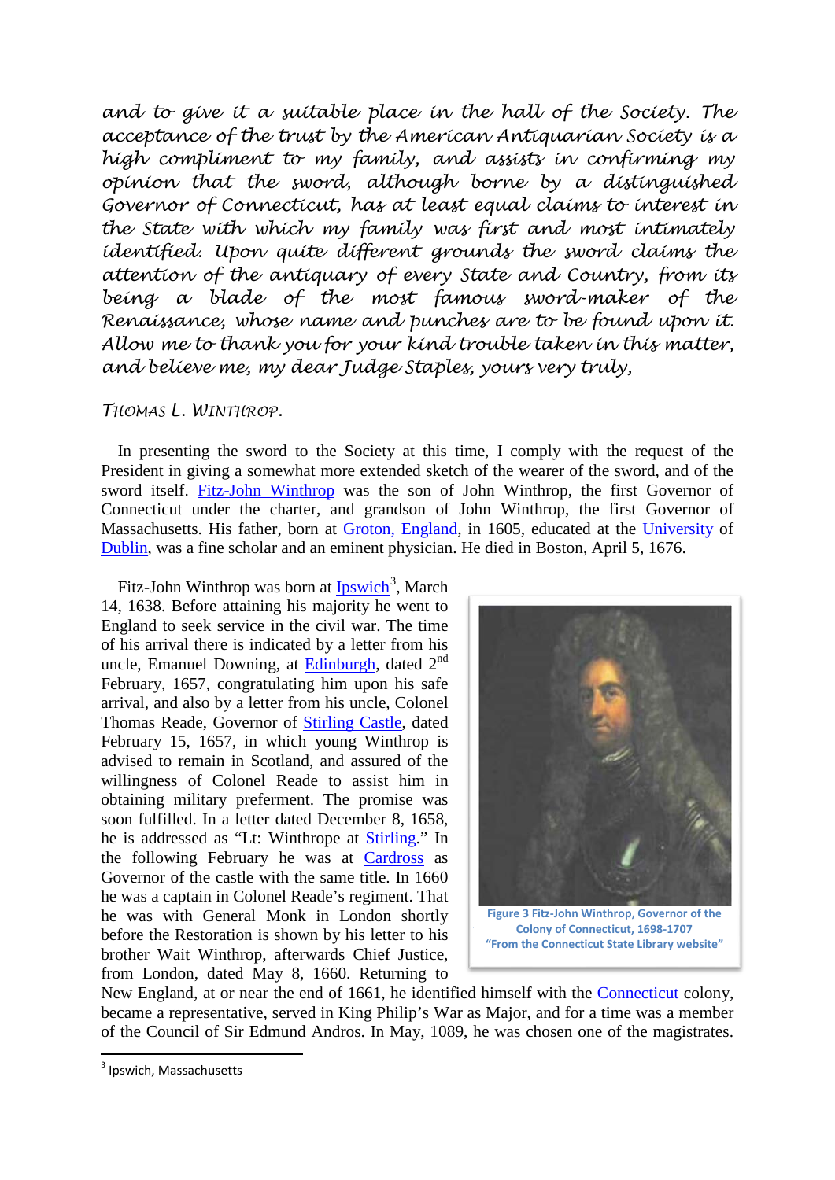*and to give it a suitable place in the hall of the Society. The acceptance of the trust by the American Antiquarian Society is a high compliment to my family, and assists in confirming my opinion that the sword, although borne by a distinguished Governor of Connecticut, has at least equal claims to interest in the State with which my family was first and most intimately identified. Upon quite different grounds the sword claims the attention of the antiquary of every State and Country, from its being a blade of the most famous sword-maker of the Renaissance, whose name and punches are to be found upon it. Allow me to thank you for your kind trouble taken in this matter, and believe me, my dear Judge Staples, yours very truly,*

*THOMAS L. WINTHROP.*

In presenting the sword to the Society at this time, I comply with the request of the President in giving a somewhat more extended sketch of the wearer of the sword, and of the sword itself. Fitz-John Winthrop was the son of John Winthrop, the first Governor of Connecticut under the charter, and grandson of John Winthrop, the first Governor of Massachusetts. His father, born at Groton, England, in 1605, educated at the University of Dublin, was a fine scholar and an eminent physician. He died in Boston, April 5, 1676.

Fitz-John Winthrop was born at Ipswich[3], March 14, 1638. Before attaining his majority he went to England to seek service in the civil war. The time of his arrival there is indicated by a letter from his uncle, Emanuel Downing, at Edinburgh, dated 2nd February, 1657, congratulating him upon his safe arrival, and also by a letter from his uncle, Colonel Thomas Reade, Governor of Stirling Castle, dated February 15, 1657, in which young Winthrop is advised to remain in Scotland, and assured of the willingness of Colonel Reade to assist him in obtaining military preferment. The promise was soon fulfilled. In a letter dated December 8, 1658, he is addressed as "Lt: Winthrope at Stirling." In the following February he was at Cardross as Governor of the castle with the same title. In 1660 he was a captain in Colonel Reade's regiment. That he was with General Monk in London shortly before the Restoration is shown by his letter to his brother Wait Winthrop, afterwards Chief Justice, from London, dated May 8, 1660. Returning to New England, at or near the end of 1661, he identified himself with the Connecticut colony, became a representative, served in King Philip's War as Major, and for a time was a member of the Council of Sir Edmund Andros. In May, 1089, he was chosen one of the magistrates.

Figure 3 Fitz-John Winthrop, Governor of the Colony of Connecticut, 1698-1707 "From the Connecticut State Library website"

[3] Ipswich, Massachusetts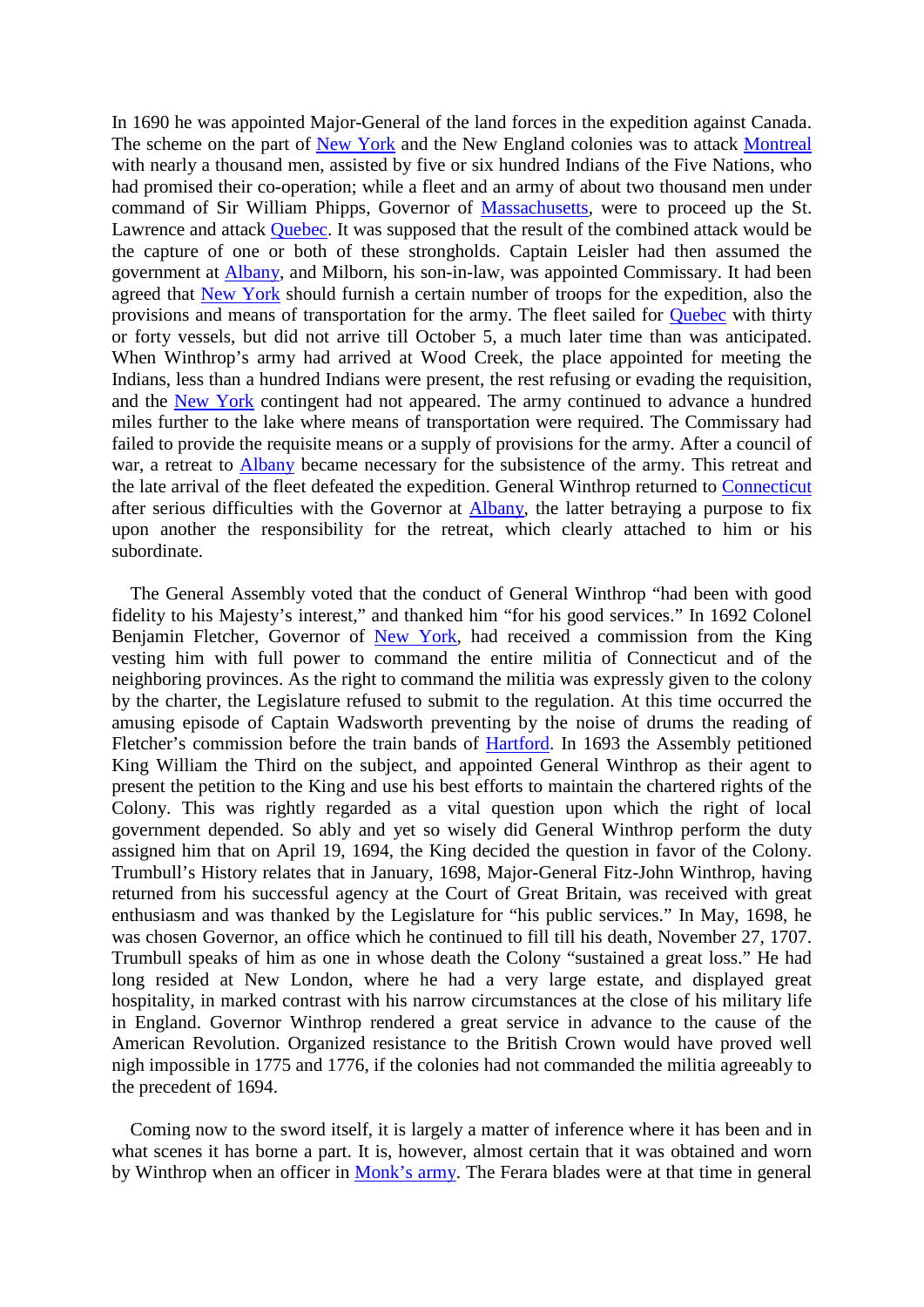In 1690 he was appointed Major-General of the land forces in the expedition against Canada. The scheme on the part of New York and the New England colonies was to attack Montreal with nearly a thousand men, assisted by five or six hundred Indians of the Five Nations, who had promised their co-operation; while a fleet and an army of about two thousand men under command of Sir William Phipps, Governor of Massachusetts, were to proceed up the St. Lawrence and attack Quebec. It was supposed that the result of the combined attack would be the capture of one or both of these strongholds. Captain Leisler had then assumed the government at Albany, and Milborn, his son-in-law, was appointed Commissary. It had been agreed that New York should furnish a certain number of troops for the expedition, also the provisions and means of transportation for the army. The fleet sailed for Quebec with thirty or forty vessels, but did not arrive till October 5, a much later time than was anticipated. When Winthrop's army had arrived at Wood Creek, the place appointed for meeting the Indians, less than a hundred Indians were present, the rest refusing or evading the requisition, and the New York contingent had not appeared. The army continued to advance a hundred miles further to the lake where means of transportation were required. The Commissary had failed to provide the requisite means or a supply of provisions for the army. After a council of war, a retreat to Albany became necessary for the subsistence of the army. This retreat and the late arrival of the fleet defeated the expedition. General Winthrop returned to Connecticut after serious difficulties with the Governor at Albany, the latter betraying a purpose to fix upon another the responsibility for the retreat, which clearly attached to him or his subordinate.

The General Assembly voted that the conduct of General Winthrop "had been with good fidelity to his Majesty's interest," and thanked him "for his good services." In 1692 Colonel Benjamin Fletcher, Governor of New York, had received a commission from the King vesting him with full power to command the entire militia of Connecticut and of the neighboring provinces. As the right to command the militia was expressly given to the colony by the charter, the Legislature refused to submit to the regulation. At this time occurred the amusing episode of Captain Wadsworth preventing by the noise of drums the reading of Fletcher's commission before the train bands of Hartford. In 1693 the Assembly petitioned King William the Third on the subject, and appointed General Winthrop as their agent to present the petition to the King and use his best efforts to maintain the chartered rights of the Colony. This was rightly regarded as a vital question upon which the right of local government depended. So ably and yet so wisely did General Winthrop perform the duty assigned him that on April 19, 1694, the King decided the question in favor of the Colony. Trumbull's History relates that in January, 1698, Major-General Fitz-John Winthrop, having returned from his successful agency at the Court of Great Britain, was received with great enthusiasm and was thanked by the Legislature for "his public services." In May, 1698, he was chosen Governor, an office which he continued to fill till his death, November 27, 1707. Trumbull speaks of him as one in whose death the Colony "sustained a great loss." He had long resided at New London, where he had a very large estate, and displayed great hospitality, in marked contrast with his narrow circumstances at the close of his military life in England. Governor Winthrop rendered a great service in advance to the cause of the American Revolution. Organized resistance to the British Crown would have proved well nigh impossible in 1775 and 1776, if the colonies had not commanded the militia agreeably to the precedent of 1694.

Coming now to the sword itself, it is largely a matter of inference where it has been and in what scenes it has borne a part. It is, however, almost certain that it was obtained and worn by Winthrop when an officer in Monk's army. The Ferara blades were at that time in general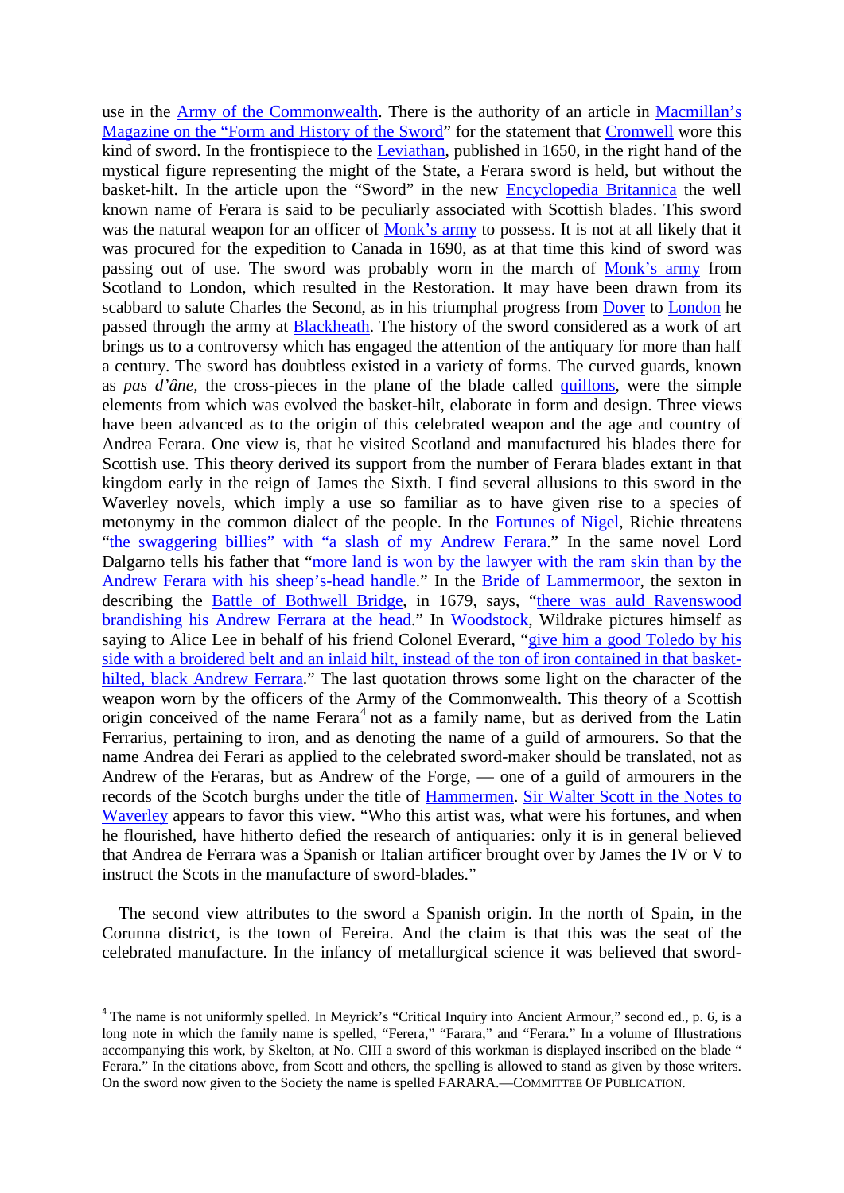use in the Army of the Commonwealth. There is the authority of an article in Macmillan's Magazine on the "Form and History of the Sword" for the statement that Cromwell wore this kind of sword. In the frontispiece to the Leviathan, published in 1650, in the right hand of the mystical figure representing the might of the State, a Ferara sword is held, but without the basket-hilt. In the article upon the "Sword" in the new Encyclopedia Britannica the well known name of Ferara is said to be peculiarly associated with Scottish blades. This sword was the natural weapon for an officer of Monk's army to possess. It is not at all likely that it was procured for the expedition to Canada in 1690, as at that time this kind of sword was passing out of use. The sword was probably worn in the march of Monk's army from Scotland to London, which resulted in the Restoration. It may have been drawn from its scabbard to salute Charles the Second, as in his triumphal progress from Dover to London he passed through the army at Blackheath. The history of the sword considered as a work of art brings us to a controversy which has engaged the attention of the antiquary for more than half a century. The sword has doubtless existed in a variety of forms. The curved guards, known as *pas d'âne*, the cross-pieces in the plane of the blade called quillons, were the simple elements from which was evolved the basket-hilt, elaborate in form and design. Three views have been advanced as to the origin of this celebrated weapon and the age and country of Andrea Ferara. One view is, that he visited Scotland and manufactured his blades there for Scottish use. This theory derived its support from the number of Ferara blades extant in that kingdom early in the reign of James the Sixth. I find several allusions to this sword in the Waverley novels, which imply a use so familiar as to have given rise to a species of metonymy in the common dialect of the people. In the Fortunes of Nigel, Richie threatens "the swaggering billies" with "a slash of my Andrew Ferara." In the same novel Lord Dalgarno tells his father that "more land is won by the lawyer with the ram skin than by the Andrew Ferara with his sheep's-head handle." In the Bride of Lammermoor, the sexton in describing the Battle of Bothwell Bridge, in 1679, says, "there was auld Ravenswood brandishing his Andrew Ferrara at the head." In Woodstock, Wildrake pictures himself as saying to Alice Lee in behalf of his friend Colonel Everard, "give him a good Toledo by his side with a broidered belt and an inlaid hilt, instead of the ton of iron contained in that basket-hilted, black Andrew Ferrara." The last quotation throws some light on the character of the weapon worn by the officers of the Army of the Commonwealth. This theory of a Scottish origin conceived of the name Ferara[4] not as a family name, but as derived from the Latin Ferrarius, pertaining to iron, and as denoting the name of a guild of armourers. So that the name Andrea dei Ferari as applied to the celebrated sword-maker should be translated, not as Andrew of the Feraras, but as Andrew of the Forge, — one of a guild of armourers in the records of the Scotch burghs under the title of Hammermen. Sir Walter Scott in the Notes to Waverley appears to favor this view. "Who this artist was, what were his fortunes, and when he flourished, have hitherto defied the research of antiquaries: only it is in general believed that Andrea de Ferrara was a Spanish or Italian artificer brought over by James the IV or V to instruct the Scots in the manufacture of sword-blades."

The second view attributes to the sword a Spanish origin. In the north of Spain, in the Corunna district, is the town of Fereira. And the claim is that this was the seat of the celebrated manufacture. In the infancy of metallurgical science it was believed that sword-

[4] The name is not uniformly spelled. In Meyrick's "Critical Inquiry into Ancient Armour," second ed., p. 6, is a long note in which the family name is spelled, "Ferera," "Farara," and "Ferara." In a volume of Illustrations accompanying this work, by Skelton, at No. CIII a sword of this workman is displayed inscribed on the blade " Ferara." In the citations above, from Scott and others, the spelling is allowed to stand as given by those writers. On the sword now given to the Society the name is spelled FARARA.—COMMITTEE OF PUBLICATION.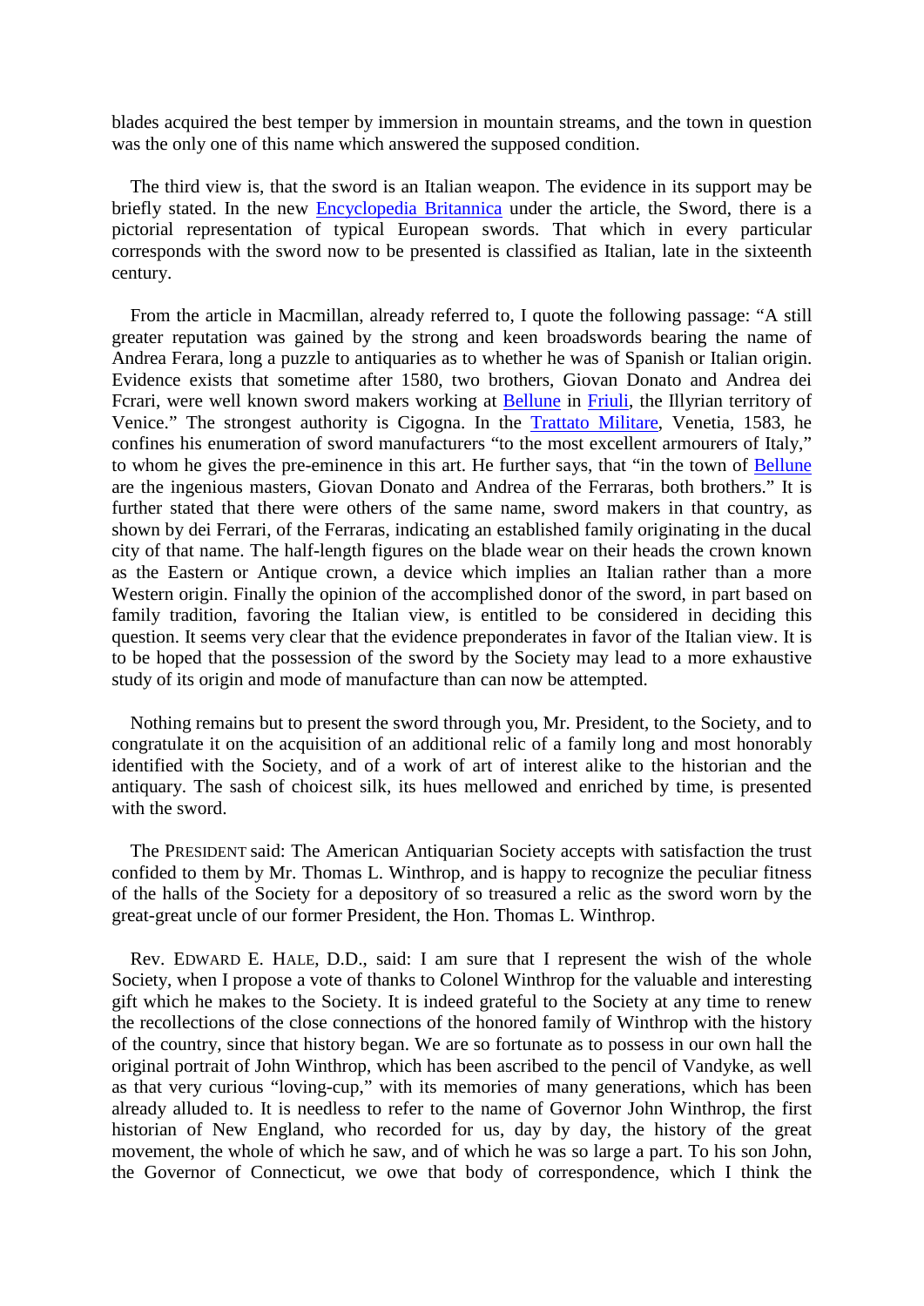blades acquired the best temper by immersion in mountain streams, and the town in question was the only one of this name which answered the supposed condition.

The third view is, that the sword is an Italian weapon. The evidence in its support may be briefly stated. In the new Encyclopedia Britannica under the article, the Sword, there is a pictorial representation of typical European swords. That which in every particular corresponds with the sword now to be presented is classified as Italian, late in the sixteenth century.

From the article in Macmillan, already referred to, I quote the following passage: "A still greater reputation was gained by the strong and keen broadswords bearing the name of Andrea Ferara, long a puzzle to antiquaries as to whether he was of Spanish or Italian origin. Evidence exists that sometime after 1580, two brothers, Giovan Donato and Andrea dei Fcrari, were well known sword makers working at Bellune in Friuli, the Illyrian territory of Venice." The strongest authority is Cigogna. In the Trattato Militare, Venetia, 1583, he confines his enumeration of sword manufacturers "to the most excellent armourers of Italy," to whom he gives the pre-eminence in this art. He further says, that "in the town of Bellune are the ingenious masters, Giovan Donato and Andrea of the Ferraras, both brothers." It is further stated that there were others of the same name, sword makers in that country, as shown by dei Ferrari, of the Ferraras, indicating an established family originating in the ducal city of that name. The half-length figures on the blade wear on their heads the crown known as the Eastern or Antique crown, a device which implies an Italian rather than a more Western origin. Finally the opinion of the accomplished donor of the sword, in part based on family tradition, favoring the Italian view, is entitled to be considered in deciding this question. It seems very clear that the evidence preponderates in favor of the Italian view. It is to be hoped that the possession of the sword by the Society may lead to a more exhaustive study of its origin and mode of manufacture than can now be attempted.

Nothing remains but to present the sword through you, Mr. President, to the Society, and to congratulate it on the acquisition of an additional relic of a family long and most honorably identified with the Society, and of a work of art of interest alike to the historian and the antiquary. The sash of choicest silk, its hues mellowed and enriched by time, is presented with the sword.

The PRESIDENT said: The American Antiquarian Society accepts with satisfaction the trust confided to them by Mr. Thomas L. Winthrop, and is happy to recognize the peculiar fitness of the halls of the Society for a depository of so treasured a relic as the sword worn by the great-great uncle of our former President, the Hon. Thomas L. Winthrop.

Rev. EDWARD E. HALE, D.D., said: I am sure that I represent the wish of the whole Society, when I propose a vote of thanks to Colonel Winthrop for the valuable and interesting gift which he makes to the Society. It is indeed grateful to the Society at any time to renew the recollections of the close connections of the honored family of Winthrop with the history of the country, since that history began. We are so fortunate as to possess in our own hall the original portrait of John Winthrop, which has been ascribed to the pencil of Vandyke, as well as that very curious "loving-cup," with its memories of many generations, which has been already alluded to. It is needless to refer to the name of Governor John Winthrop, the first historian of New England, who recorded for us, day by day, the history of the great movement, the whole of which he saw, and of which he was so large a part. To his son John, the Governor of Connecticut, we owe that body of correspondence, which I think the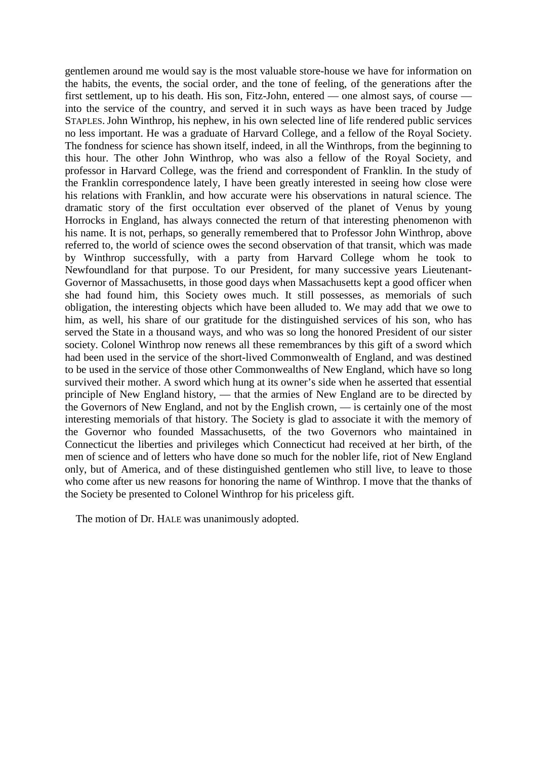gentlemen around me would say is the most valuable store-house we have for information on the habits, the events, the social order, and the tone of feeling, of the generations after the first settlement, up to his death. His son, Fitz-John, entered — one almost says, of course — into the service of the country, and served it in such ways as have been traced by Judge STAPLES. John Winthrop, his nephew, in his own selected line of life rendered public services no less important. He was a graduate of Harvard College, and a fellow of the Royal Society. The fondness for science has shown itself, indeed, in all the Winthrops, from the beginning to this hour. The other John Winthrop, who was also a fellow of the Royal Society, and professor in Harvard College, was the friend and correspondent of Franklin. In the study of the Franklin correspondence lately, I have been greatly interested in seeing how close were his relations with Franklin, and how accurate were his observations in natural science. The dramatic story of the first occultation ever observed of the planet of Venus by young Horrocks in England, has always connected the return of that interesting phenomenon with his name. It is not, perhaps, so generally remembered that to Professor John Winthrop, above referred to, the world of science owes the second observation of that transit, which was made by Winthrop successfully, with a party from Harvard College whom he took to Newfoundland for that purpose. To our President, for many successive years Lieutenant-Governor of Massachusetts, in those good days when Massachusetts kept a good officer when she had found him, this Society owes much. It still possesses, as memorials of such obligation, the interesting objects which have been alluded to. We may add that we owe to him, as well, his share of our gratitude for the distinguished services of his son, who has served the State in a thousand ways, and who was so long the honored President of our sister society. Colonel Winthrop now renews all these remembrances by this gift of a sword which had been used in the service of the short-lived Commonwealth of England, and was destined to be used in the service of those other Commonwealths of New England, which have so long survived their mother. A sword which hung at its owner's side when he asserted that essential principle of New England history, — that the armies of New England are to be directed by the Governors of New England, and not by the English crown, — is certainly one of the most interesting memorials of that history. The Society is glad to associate it with the memory of the Governor who founded Massachusetts, of the two Governors who maintained in Connecticut the liberties and privileges which Connecticut had received at her birth, of the men of science and of letters who have done so much for the nobler life, riot of New England only, but of America, and of these distinguished gentlemen who still live, to leave to those who come after us new reasons for honoring the name of Winthrop. I move that the thanks of the Society be presented to Colonel Winthrop for his priceless gift.

The motion of Dr. HALE was unanimously adopted.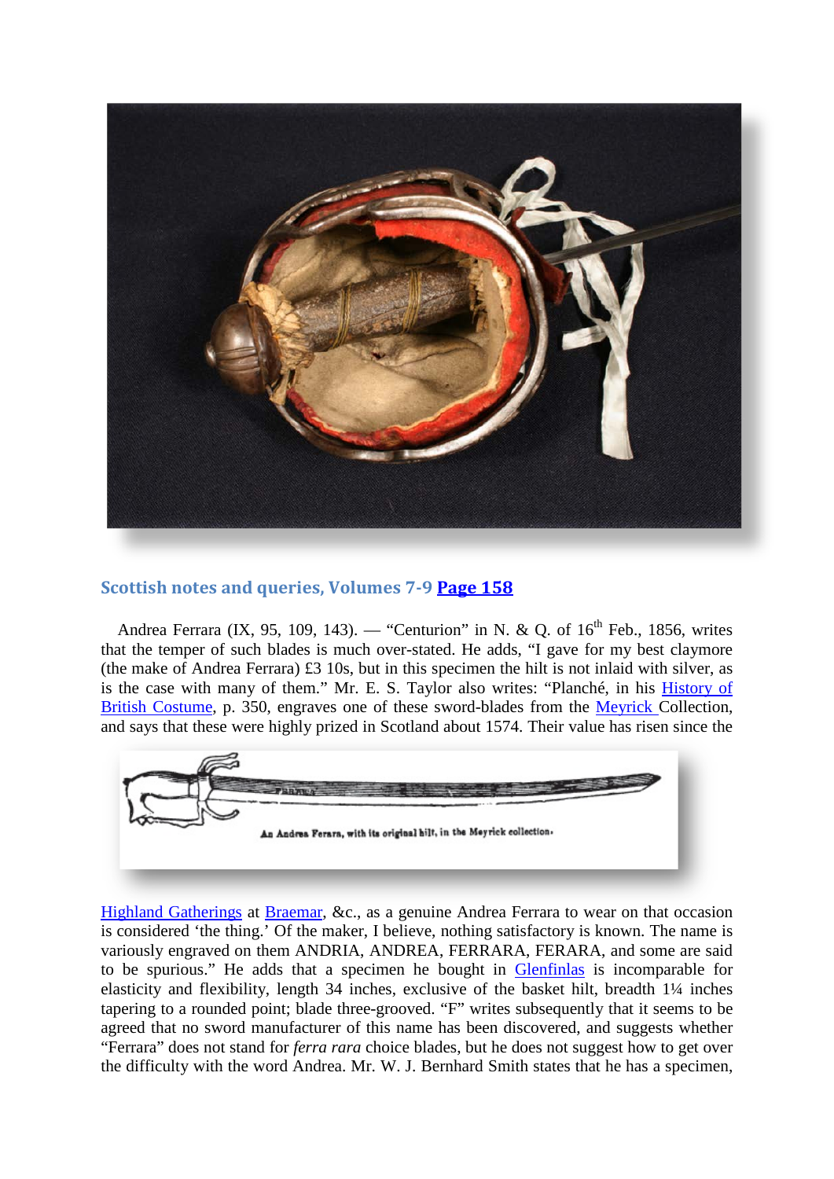## Scottish notes and queries, Volumes 7-9 Page 158

Andrea Ferrara (IX, 95, 109, 143). — "Centurion" in N. & Q. of 16th Feb., 1856, writes that the temper of such blades is much over-stated. He adds, "I gave for my best claymore (the make of Andrea Ferrara) £3 10s, but in this specimen the hilt is not inlaid with silver, as is the case with many of them." Mr. E. S. Taylor also writes: "Planché, in his History of British Costume, p. 350, engraves one of these sword-blades from the Meyrick Collection, and says that these were highly prized in Scotland about 1574. Their value has risen since the

An Andrea Ferara, with its original hilt, in the Meyrick collection.

Highland Gatherings at Braemar, &c., as a genuine Andrea Ferrara to wear on that occasion is considered 'the thing.' Of the maker, I believe, nothing satisfactory is known. The name is variously engraved on them ANDRIA, ANDREA, FERRARA, FERARA, and some are said to be spurious." He adds that a specimen he bought in Glenfinlas is incomparable for elasticity and flexibility, length 34 inches, exclusive of the basket hilt, breadth 1¼ inches tapering to a rounded point; blade three-grooved. "F" writes subsequently that it seems to be agreed that no sword manufacturer of this name has been discovered, and suggests whether "Ferrara" does not stand for *ferra rara* choice blades, but he does not suggest how to get over the difficulty with the word Andrea. Mr. W. J. Bernhard Smith states that he has a specimen,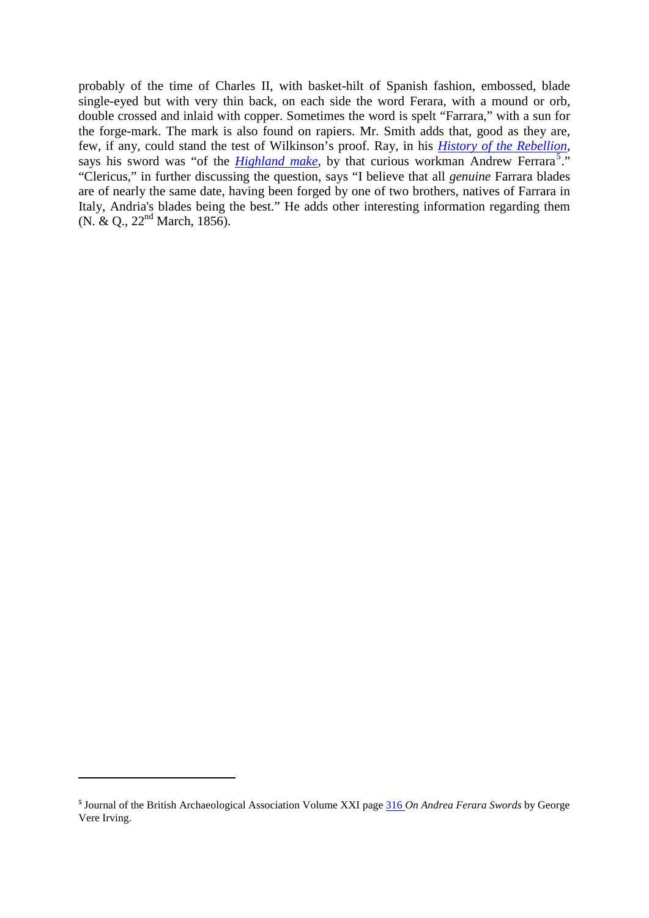probably of the time of Charles II, with basket-hilt of Spanish fashion, embossed, blade single-eyed but with very thin back, on each side the word Ferara, with a mound or orb, double crossed and inlaid with copper. Sometimes the word is spelt "Farrara," with a sun for the forge-mark. The mark is also found on rapiers. Mr. Smith adds that, good as they are, few, if any, could stand the test of Wilkinson's proof. Ray, in his *History of the Rebellion*, says his sword was "of the *Highland make*, by that curious workman Andrew Ferrara[5]." "Clericus," in further discussing the question, says "I believe that all *genuine* Farrara blades are of nearly the same date, having been forged by one of two brothers, natives of Farrara in Italy, Andria's blades being the best." He adds other interesting information regarding them (N. & Q., 22nd March, 1856).

---

[5] Journal of the British Archaeological Association Volume XXI page 316 *On Andrea Ferara Swords* by George Vere Irving.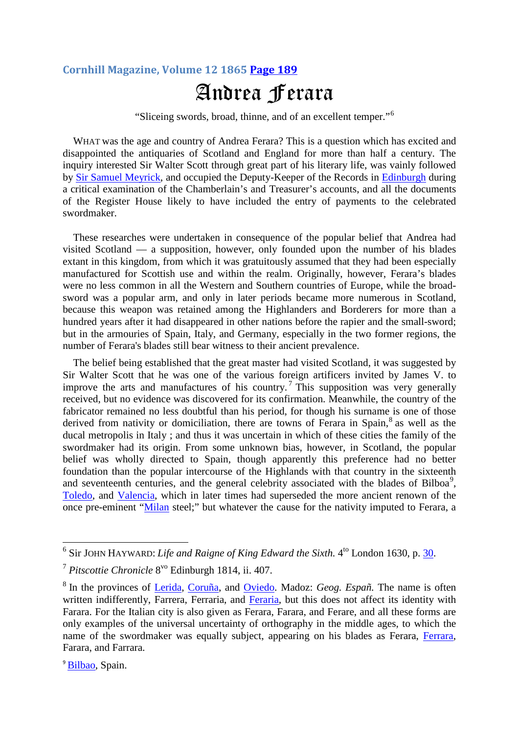Cornhill Magazine, Volume 12 1865 Page 189

# Andrea Ferara

"Sliceing swords, broad, thinne, and of an excellent temper."[6]

WHAT was the age and country of Andrea Ferara? This is a question which has excited and disappointed the antiquaries of Scotland and England for more than half a century. The inquiry interested Sir Walter Scott through great part of his literary life, was vainly followed by Sir Samuel Meyrick, and occupied the Deputy-Keeper of the Records in Edinburgh during a critical examination of the Chamberlain's and Treasurer's accounts, and all the documents of the Register House likely to have included the entry of payments to the celebrated swordmaker.

These researches were undertaken in consequence of the popular belief that Andrea had visited Scotland — a supposition, however, only founded upon the number of his blades extant in this kingdom, from which it was gratuitously assumed that they had been especially manufactured for Scottish use and within the realm. Originally, however, Ferara's blades were no less common in all the Western and Southern countries of Europe, while the broad-sword was a popular arm, and only in later periods became more numerous in Scotland, because this weapon was retained among the Highlanders and Borderers for more than a hundred years after it had disappeared in other nations before the rapier and the small-sword; but in the armouries of Spain, Italy, and Germany, especially in the two former regions, the number of Ferara's blades still bear witness to their ancient prevalence.

The belief being established that the great master had visited Scotland, it was suggested by Sir Walter Scott that he was one of the various foreign artificers invited by James V. to improve the arts and manufactures of his country.[7] This supposition was very generally received, but no evidence was discovered for its confirmation. Meanwhile, the country of the fabricator remained no less doubtful than his period, for though his surname is one of those derived from nativity or domiciliation, there are towns of Ferara in Spain,[8] as well as the ducal metropolis in Italy ; and thus it was uncertain in which of these cities the family of the swordmaker had its origin. From some unknown bias, however, in Scotland, the popular belief was wholly directed to Spain, though apparently this preference had no better foundation than the popular intercourse of the Highlands with that country in the sixteenth and seventeenth centuries, and the general celebrity associated with the blades of Bilboa[9], Toledo, and Valencia, which in later times had superseded the more ancient renown of the once pre-eminent "Milan steel;" but whatever the cause for the nativity imputed to Ferara, a

---

[6] Sir JOHN HAYWARD: *Life and Raigne of King Edward the Sixth.* 4^to London 1630, p. 30.

[7] *Pitscottie Chronicle* 8^vo Edinburgh 1814, ii. 407.

[8] In the provinces of Lerida, Coruña, and Oviedo. Madoz: *Geog. Españ.* The name is often written indifferently, Farrera, Ferraria, and Feraria, but this does not affect its identity with Farara. For the Italian city is also given as Ferara, Farara, and Ferare, and all these forms are only examples of the universal uncertainty of orthography in the middle ages, to which the name of the swordmaker was equally subject, appearing on his blades as Ferara, Ferrara, Farara, and Farrara.

[9] Bilbao, Spain.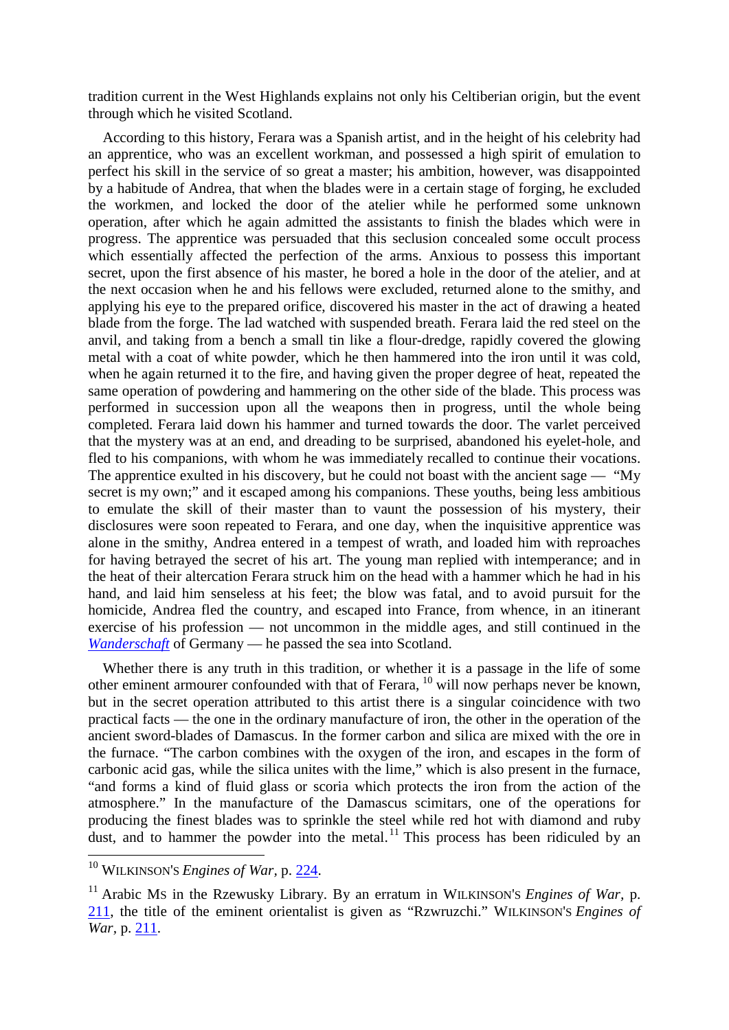tradition current in the West Highlands explains not only his Celtiberian origin, but the event through which he visited Scotland.

According to this history, Ferara was a Spanish artist, and in the height of his celebrity had an apprentice, who was an excellent workman, and possessed a high spirit of emulation to perfect his skill in the service of so great a master; his ambition, however, was disappointed by a habitude of Andrea, that when the blades were in a certain stage of forging, he excluded the workmen, and locked the door of the atelier while he performed some unknown operation, after which he again admitted the assistants to finish the blades which were in progress. The apprentice was persuaded that this seclusion concealed some occult process which essentially affected the perfection of the arms. Anxious to possess this important secret, upon the first absence of his master, he bored a hole in the door of the atelier, and at the next occasion when he and his fellows were excluded, returned alone to the smithy, and applying his eye to the prepared orifice, discovered his master in the act of drawing a heated blade from the forge. The lad watched with suspended breath. Ferara laid the red steel on the anvil, and taking from a bench a small tin like a flour-dredge, rapidly covered the glowing metal with a coat of white powder, which he then hammered into the iron until it was cold, when he again returned it to the fire, and having given the proper degree of heat, repeated the same operation of powdering and hammering on the other side of the blade. This process was performed in succession upon all the weapons then in progress, until the whole being completed. Ferara laid down his hammer and turned towards the door. The varlet perceived that the mystery was at an end, and dreading to be surprised, abandoned his eyelet-hole, and fled to his companions, with whom he was immediately recalled to continue their vocations. The apprentice exulted in his discovery, but he could not boast with the ancient sage — "My secret is my own;" and it escaped among his companions. These youths, being less ambitious to emulate the skill of their master than to vaunt the possession of his mystery, their disclosures were soon repeated to Ferara, and one day, when the inquisitive apprentice was alone in the smithy, Andrea entered in a tempest of wrath, and loaded him with reproaches for having betrayed the secret of his art. The young man replied with intemperance; and in the heat of their altercation Ferara struck him on the head with a hammer which he had in his hand, and laid him senseless at his feet; the blow was fatal, and to avoid pursuit for the homicide, Andrea fled the country, and escaped into France, from whence, in an itinerant exercise of his profession — not uncommon in the middle ages, and still continued in the *Wanderschaft* of Germany — he passed the sea into Scotland.

Whether there is any truth in this tradition, or whether it is a passage in the life of some other eminent armourer confounded with that of Ferara, [10] will now perhaps never be known, but in the secret operation attributed to this artist there is a singular coincidence with two practical facts — the one in the ordinary manufacture of iron, the other in the operation of the ancient sword-blades of Damascus. In the former carbon and silica are mixed with the ore in the furnace. "The carbon combines with the oxygen of the iron, and escapes in the form of carbonic acid gas, while the silica unites with the lime," which is also present in the furnace, "and forms a kind of fluid glass or scoria which protects the iron from the action of the atmosphere." In the manufacture of the Damascus scimitars, one of the operations for producing the finest blades was to sprinkle the steel while red hot with diamond and ruby dust, and to hammer the powder into the metal. [11] This process has been ridiculed by an

---

[10] WILKINSON'S *Engines of War*, p. 224.

[11] Arabic MS in the Rzewusky Library. By an erratum in WILKINSON'S *Engines of War*, p. 211, the title of the eminent orientalist is given as "Rzwruzchi." WILKINSON'S *Engines of War*, p. 211.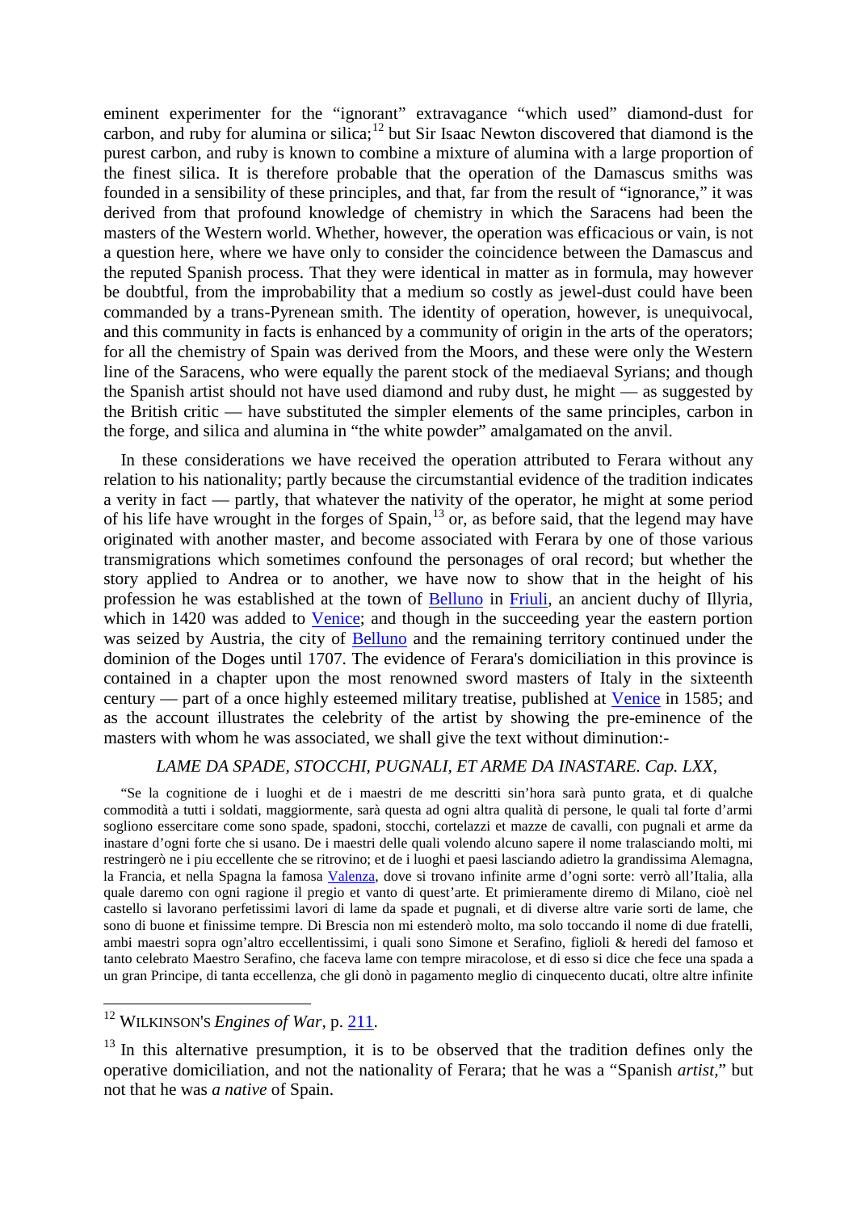eminent experimenter for the "ignorant" extravagance "which used" diamond-dust for carbon, and ruby for alumina or silica;[12] but Sir Isaac Newton discovered that diamond is the purest carbon, and ruby is known to combine a mixture of alumina with a large proportion of the finest silica. It is therefore probable that the operation of the Damascus smiths was founded in a sensibility of these principles, and that, far from the result of "ignorance," it was derived from that profound knowledge of chemistry in which the Saracens had been the masters of the Western world. Whether, however, the operation was efficacious or vain, is not a question here, where we have only to consider the coincidence between the Damascus and the reputed Spanish process. That they were identical in matter as in formula, may however be doubtful, from the improbability that a medium so costly as jewel-dust could have been commanded by a trans-Pyrenean smith. The identity of operation, however, is unequivocal, and this community in facts is enhanced by a community of origin in the arts of the operators; for all the chemistry of Spain was derived from the Moors, and these were only the Western line of the Saracens, who were equally the parent stock of the mediaeval Syrians; and though the Spanish artist should not have used diamond and ruby dust, he might — as suggested by the British critic — have substituted the simpler elements of the same principles, carbon in the forge, and silica and alumina in "the white powder" amalgamated on the anvil.

In these considerations we have received the operation attributed to Ferara without any relation to his nationality; partly because the circumstantial evidence of the tradition indicates a verity in fact — partly, that whatever the nativity of the operator, he might at some period of his life have wrought in the forges of Spain,[13] or, as before said, that the legend may have originated with another master, and become associated with Ferara by one of those various transmigrations which sometimes confound the personages of oral record; but whether the story applied to Andrea or to another, we have now to show that in the height of his profession he was established at the town of Belluno in Friuli, an ancient duchy of Illyria, which in 1420 was added to Venice; and though in the succeeding year the eastern portion was seized by Austria, the city of Belluno and the remaining territory continued under the dominion of the Doges until 1707. The evidence of Ferara's domiciliation in this province is contained in a chapter upon the most renowned sword masters of Italy in the sixteenth century — part of a once highly esteemed military treatise, published at Venice in 1585; and as the account illustrates the celebrity of the artist by showing the pre-eminence of the masters with whom he was associated, we shall give the text without diminution:-

*LAME DA SPADE, STOCCHI, PUGNALI, ET ARME DA INASTARE. Cap. LXX*,

"Se la cognitione de i luoghi et de i maestri de me descritti sin'hora sarà punto grata, et di qualche commodità a tutti i soldati, maggiormente, sarà questa ad ogni altra qualità di persone, le quali tal forte d'armi sogliono essercitare come sono spade, spadoni, stocchi, cortelazzi et mazze de cavalli, con pugnali et arme da inastare d'ogni forte che si usano. De i maestri delle quali volendo alcuno sapere il nome tralasciando molti, mi restringerò ne i piu eccellente che se ritrovino; et de i luoghi et paesi lasciando adietro la grandissima Alemagna, la Francia, et nella Spagna la famosa Valenza, dove si trovano infinite arme d'ogni sorte: verrò all'Italia, alla quale daremo con ogni ragione il pregio et vanto di quest'arte. Et primieramente diremo di Milano, cioè nel castello si lavorano perfetissimi lavori di lame da spade et pugnali, et di diverse altre varie sorti de lame, che sono di buone et finissime tempre. Di Brescia non mi estenderò molto, ma solo toccando il nome di due fratelli, ambi maestri sopra ogn'altro eccellentissimi, i quali sono Simone et Serafino, figlioli & heredi del famoso et tanto celebrato Maestro Serafino, che faceva lame con tempre miracolose, et di esso si dice che fece una spada a un gran Principe, di tanta eccellenza, che gli donò in pagamento meglio di cinquecento ducati, oltre altre infinite

---

[12] WILKINSON'S *Engines of War*, p. 211.

[13] In this alternative presumption, it is to be observed that the tradition defines only the operative domiciliation, and not the nationality of Ferara; that he was a "Spanish *artist*," but not that he was *a native* of Spain.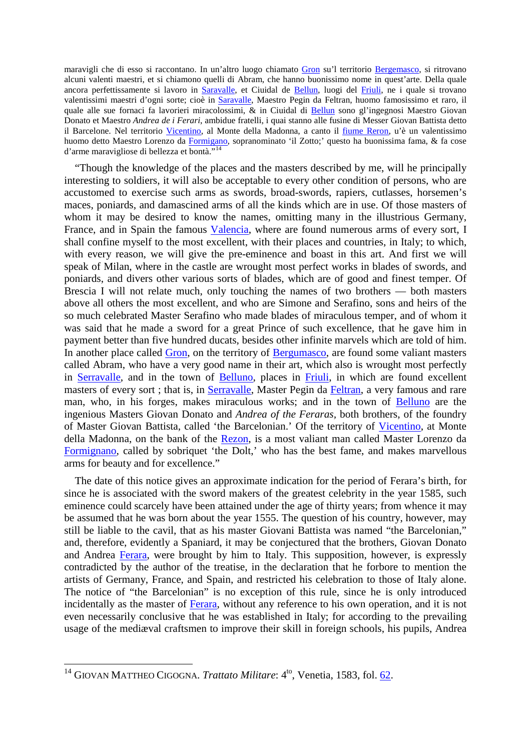maravigli che di esso si raccontano. In un'altro luogo chiamato Gron su'l territorio Bergemasco, si ritrovano alcuni valenti maestri, et si chiamono quelli di Abram, che hanno buonissimo nome in quest'arte. Della quale ancora perfettissamente si lavoro in Saravalle, et Ciuidal de Bellun, luogi del Friuli, ne i quale si trovano valentissimi maestri d'ogni sorte; cioè in Saravalle, Maestro Pegin da Feltran, huomo famosissimo et raro, il quale alle sue fornaci fa lavorieri miracolossimi, & in Ciuidal di Bellun sono gl'ingegnosi Maestro Giovan Donato et Maestro *Andrea de i Ferari*, ambidue fratelli, i quai stanno alle fusine di Messer Giovan Battista detto il Barcelone. Nel territorio Vicentino, al Monte della Madonna, a canto il fiume Reron, u'è un valentissimo huomo detto Maestro Lorenzo da Formigano, sopranominato 'il Zotto;' questo ha buonissima fama, & fa cose d'arme maravigliose di bellezza et bontà."[14]

"Though the knowledge of the places and the masters described by me, will he principally interesting to soldiers, it will also be acceptable to every other condition of persons, who are accustomed to exercise such arms as swords, broad-swords, rapiers, cutlasses, horsemen's maces, poniards, and damascined arms of all the kinds which are in use. Of those masters of whom it may be desired to know the names, omitting many in the illustrious Germany, France, and in Spain the famous Valencia, where are found numerous arms of every sort, I shall confine myself to the most excellent, with their places and countries, in Italy; to which, with every reason, we will give the pre-eminence and boast in this art. And first we will speak of Milan, where in the castle are wrought most perfect works in blades of swords, and poniards, and divers other various sorts of blades, which are of good and finest temper. Of Brescia I will not relate much, only touching the names of two brothers — both masters above all others the most excellent, and who are Simone and Serafino, sons and heirs of the so much celebrated Master Serafino who made blades of miraculous temper, and of whom it was said that he made a sword for a great Prince of such excellence, that he gave him in payment better than five hundred ducats, besides other infinite marvels which are told of him. In another place called Gron, on the territory of Bergumasco, are found some valiant masters called Abram, who have a very good name in their art, which also is wrought most perfectly in Serravalle, and in the town of Belluno, places in Friuli, in which are found excellent masters of every sort ; that is, in Serravalle, Master Pegin da Feltran, a very famous and rare man, who, in his forges, makes miraculous works; and in the town of Belluno are the ingenious Masters Giovan Donato and *Andrea of the Feraras*, both brothers, of the foundry of Master Giovan Battista, called 'the Barcelonian.' Of the territory of Vicentino, at Monte della Madonna, on the bank of the Rezon, is a most valiant man called Master Lorenzo da Formignano, called by sobriquet 'the Dolt,' who has the best fame, and makes marvellous arms for beauty and for excellence."

The date of this notice gives an approximate indication for the period of Ferara's birth, for since he is associated with the sword makers of the greatest celebrity in the year 1585, such eminence could scarcely have been attained under the age of thirty years; from whence it may be assumed that he was born about the year 1555. The question of his country, however, may still be liable to the cavil, that as his master Giovani Battista was named "the Barcelonian," and, therefore, evidently a Spaniard, it may be conjectured that the brothers, Giovan Donato and Andrea Ferara, were brought by him to Italy. This supposition, however, is expressly contradicted by the author of the treatise, in the declaration that he forbore to mention the artists of Germany, France, and Spain, and restricted his celebration to those of Italy alone. The notice of "the Barcelonian" is no exception of this rule, since he is only introduced incidentally as the master of Ferara, without any reference to his own operation, and it is not even necessarily conclusive that he was established in Italy; for according to the prevailing usage of the mediæval craftsmen to improve their skill in foreign schools, his pupils, Andrea

---

[14] GIOVAN MATTHEO CIGOGNA. *Trattato Militare*: 4[to], Venetia, 1583, fol. 62.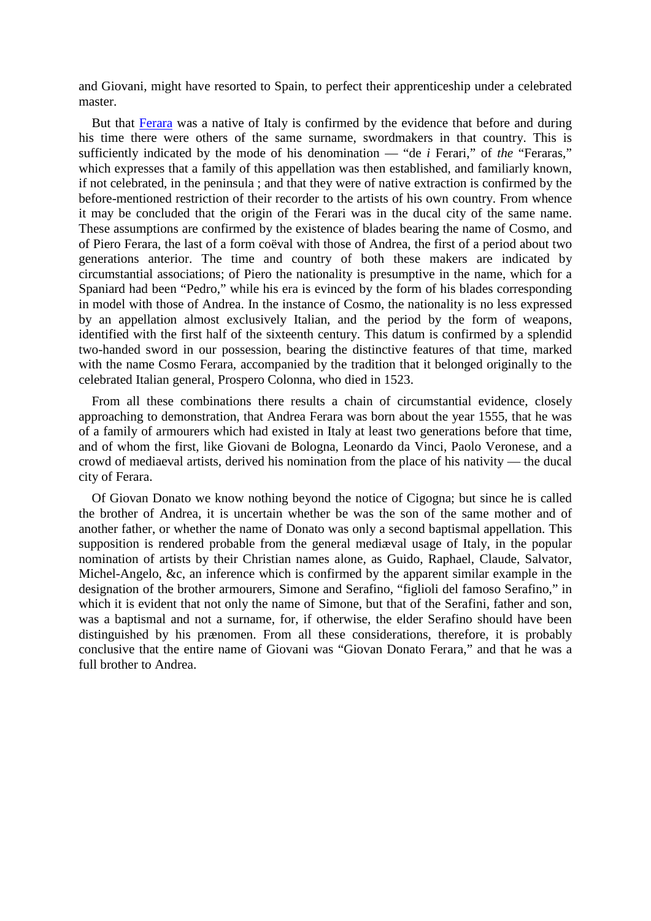and Giovani, might have resorted to Spain, to perfect their apprenticeship under a celebrated master.

But that Ferara was a native of Italy is confirmed by the evidence that before and during his time there were others of the same surname, swordmakers in that country. This is sufficiently indicated by the mode of his denomination — "de *i* Ferari," of *the* "Feraras," which expresses that a family of this appellation was then established, and familiarly known, if not celebrated, in the peninsula ; and that they were of native extraction is confirmed by the before-mentioned restriction of their recorder to the artists of his own country. From whence it may be concluded that the origin of the Ferari was in the ducal city of the same name. These assumptions are confirmed by the existence of blades bearing the name of Cosmo, and of Piero Ferara, the last of a form coëval with those of Andrea, the first of a period about two generations anterior. The time and country of both these makers are indicated by circumstantial associations; of Piero the nationality is presumptive in the name, which for a Spaniard had been "Pedro," while his era is evinced by the form of his blades corresponding in model with those of Andrea. In the instance of Cosmo, the nationality is no less expressed by an appellation almost exclusively Italian, and the period by the form of weapons, identified with the first half of the sixteenth century. This datum is confirmed by a splendid two-handed sword in our possession, bearing the distinctive features of that time, marked with the name Cosmo Ferara, accompanied by the tradition that it belonged originally to the celebrated Italian general, Prospero Colonna, who died in 1523.

From all these combinations there results a chain of circumstantial evidence, closely approaching to demonstration, that Andrea Ferara was born about the year 1555, that he was of a family of armourers which had existed in Italy at least two generations before that time, and of whom the first, like Giovani de Bologna, Leonardo da Vinci, Paolo Veronese, and a crowd of mediaeval artists, derived his nomination from the place of his nativity — the ducal city of Ferara.

Of Giovan Donato we know nothing beyond the notice of Cigogna; but since he is called the brother of Andrea, it is uncertain whether be was the son of the same mother and of another father, or whether the name of Donato was only a second baptismal appellation. This supposition is rendered probable from the general mediæval usage of Italy, in the popular nomination of artists by their Christian names alone, as Guido, Raphael, Claude, Salvator, Michel-Angelo, &c, an inference which is confirmed by the apparent similar example in the designation of the brother armourers, Simone and Serafino, "figlioli del famoso Serafino," in which it is evident that not only the name of Simone, but that of the Serafini, father and son, was a baptismal and not a surname, for, if otherwise, the elder Serafino should have been distinguished by his prænomen. From all these considerations, therefore, it is probably conclusive that the entire name of Giovani was "Giovan Donato Ferara," and that he was a full brother to Andrea.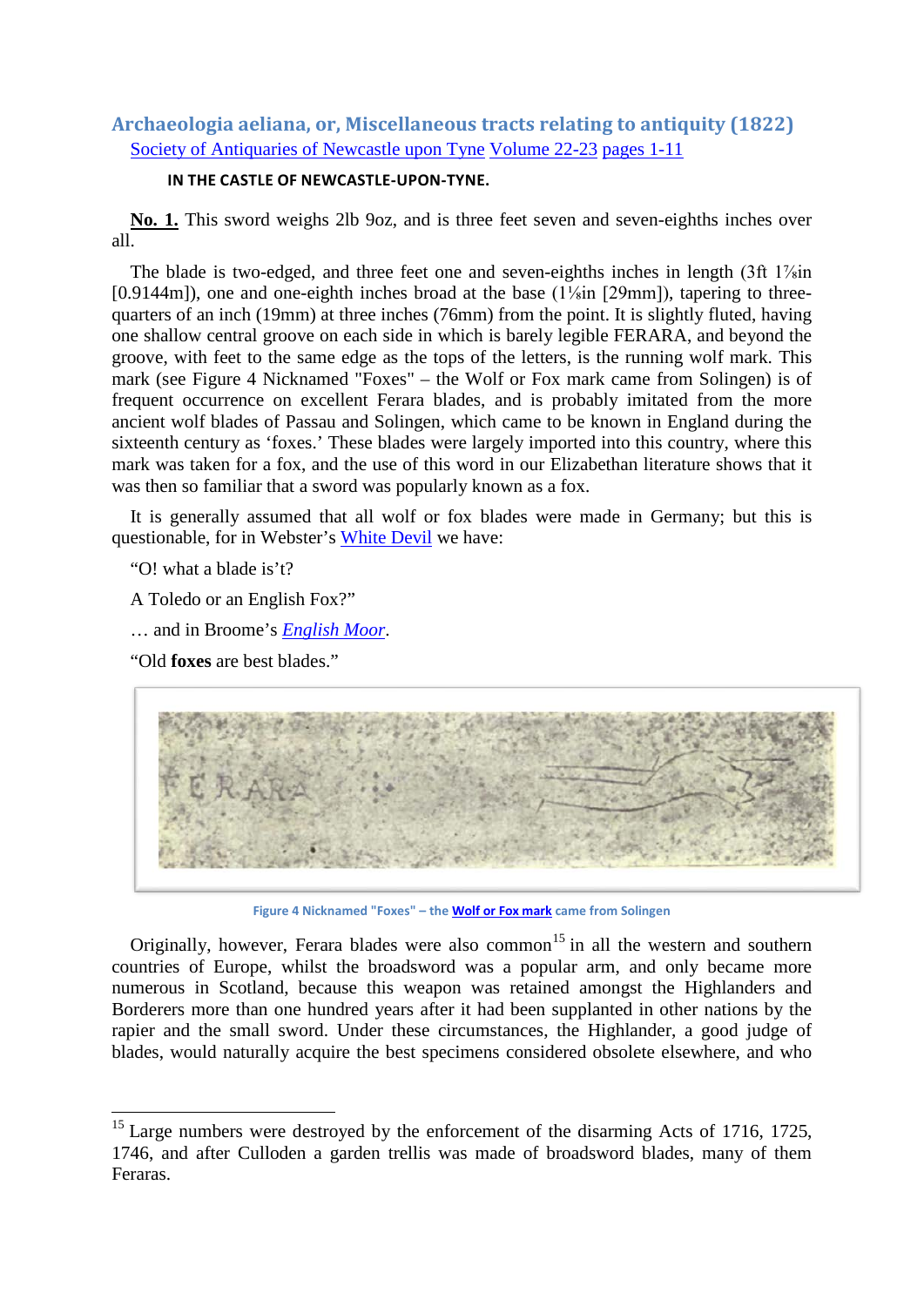## Archaeologia aeliana, or, Miscellaneous tracts relating to antiquity (1822)

Society of Antiquaries of Newcastle upon Tyne Volume 22-23 pages 1-11

**IN THE CASTLE OF NEWCASTLE-UPON-TYNE.**

**No. 1.** This sword weighs 2lb 9oz, and is three feet seven and seven-eighths inches over all.

The blade is two-edged, and three feet one and seven-eighths inches in length (3ft 1⅞in [0.9144m]), one and one-eighth inches broad at the base (1⅛in [29mm]), tapering to three-quarters of an inch (19mm) at three inches (76mm) from the point. It is slightly fluted, having one shallow central groove on each side in which is barely legible FERARA, and beyond the groove, with feet to the same edge as the tops of the letters, is the running wolf mark. This mark (see Figure 4 Nicknamed "Foxes" – the Wolf or Fox mark came from Solingen) is of frequent occurrence on excellent Ferara blades, and is probably imitated from the more ancient wolf blades of Passau and Solingen, which came to be known in England during the sixteenth century as 'foxes.' These blades were largely imported into this country, where this mark was taken for a fox, and the use of this word in our Elizabethan literature shows that it was then so familiar that a sword was popularly known as a fox.

It is generally assumed that all wolf or fox blades were made in Germany; but this is questionable, for in Webster's White Devil we have:

"O! what a blade is't?

A Toledo or an English Fox?"

… and in Broome's *English Moor*.

"Old **foxes** are best blades."

Figure 4 Nicknamed "Foxes" – the Wolf or Fox mark came from Solingen

Originally, however, Ferara blades were also common[15] in all the western and southern countries of Europe, whilst the broadsword was a popular arm, and only became more numerous in Scotland, because this weapon was retained amongst the Highlanders and Borderers more than one hundred years after it had been supplanted in other nations by the rapier and the small sword. Under these circumstances, the Highlander, a good judge of blades, would naturally acquire the best specimens considered obsolete elsewhere, and who

[15] Large numbers were destroyed by the enforcement of the disarming Acts of 1716, 1725, 1746, and after Culloden a garden trellis was made of broadsword blades, many of them Feraras.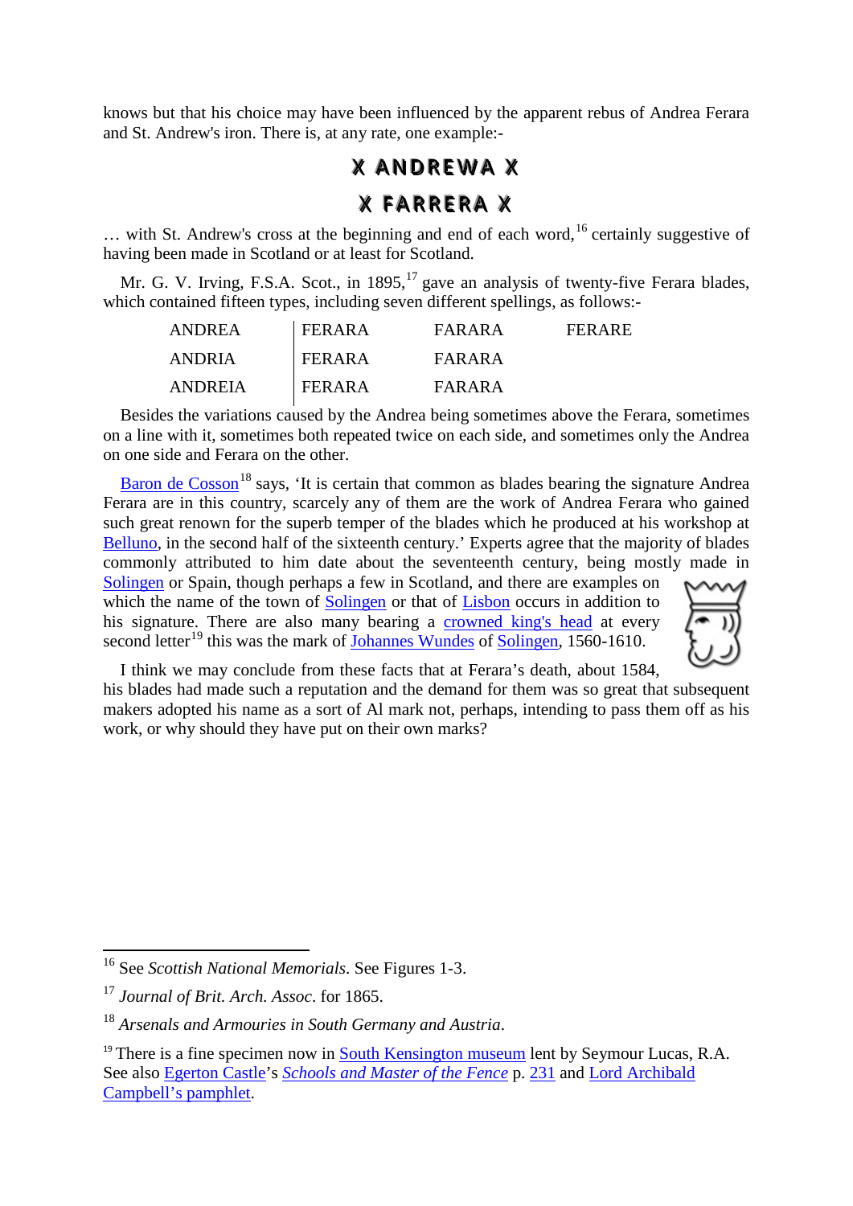knows but that his choice may have been influenced by the apparent rebus of Andrea Ferara and St. Andrew's iron. There is, at any rate, one example:-

**X ANDREWA X**

**X FARRERA X**

… with St. Andrew's cross at the beginning and end of each word,[16] certainly suggestive of having been made in Scotland or at least for Scotland.

Mr. G. V. Irving, F.S.A. Scot., in 1895,[17] gave an analysis of twenty-five Ferara blades, which contained fifteen types, including seven different spellings, as follows:-

| | | | |
|---|---|---|---|
| ANDREA | FERARA | FARARA | FERARE |
| ANDRIA | FERARA | FARARA | |
| ANDREIA | FERARA | FARARA | |

Besides the variations caused by the Andrea being sometimes above the Ferara, sometimes on a line with it, sometimes both repeated twice on each side, and sometimes only the Andrea on one side and Ferara on the other.

Baron de Cosson[18] says, 'It is certain that common as blades bearing the signature Andrea Ferara are in this country, scarcely any of them are the work of Andrea Ferara who gained such great renown for the superb temper of the blades which he produced at his workshop at Belluno, in the second half of the sixteenth century.' Experts agree that the majority of blades commonly attributed to him date about the seventeenth century, being mostly made in Solingen or Spain, though perhaps a few in Scotland, and there are examples on which the name of the town of Solingen or that of Lisbon occurs in addition to his signature. There are also many bearing a crowned king's head at every second letter[19] this was the mark of Johannes Wundes of Solingen, 1560-1610.

I think we may conclude from these facts that at Ferara's death, about 1584, his blades had made such a reputation and the demand for them was so great that subsequent makers adopted his name as a sort of Al mark not, perhaps, intending to pass them off as his work, or why should they have put on their own marks?

---

[16] See *Scottish National Memorials*. See Figures 1-3.

[17] *Journal of Brit. Arch. Assoc*. for 1865.

[18] *Arsenals and Armouries in South Germany and Austria*.

[19] There is a fine specimen now in South Kensington museum lent by Seymour Lucas, R.A. See also Egerton Castle's *Schools and Master of the Fence* p. 231 and Lord Archibald Campbell's pamphlet.